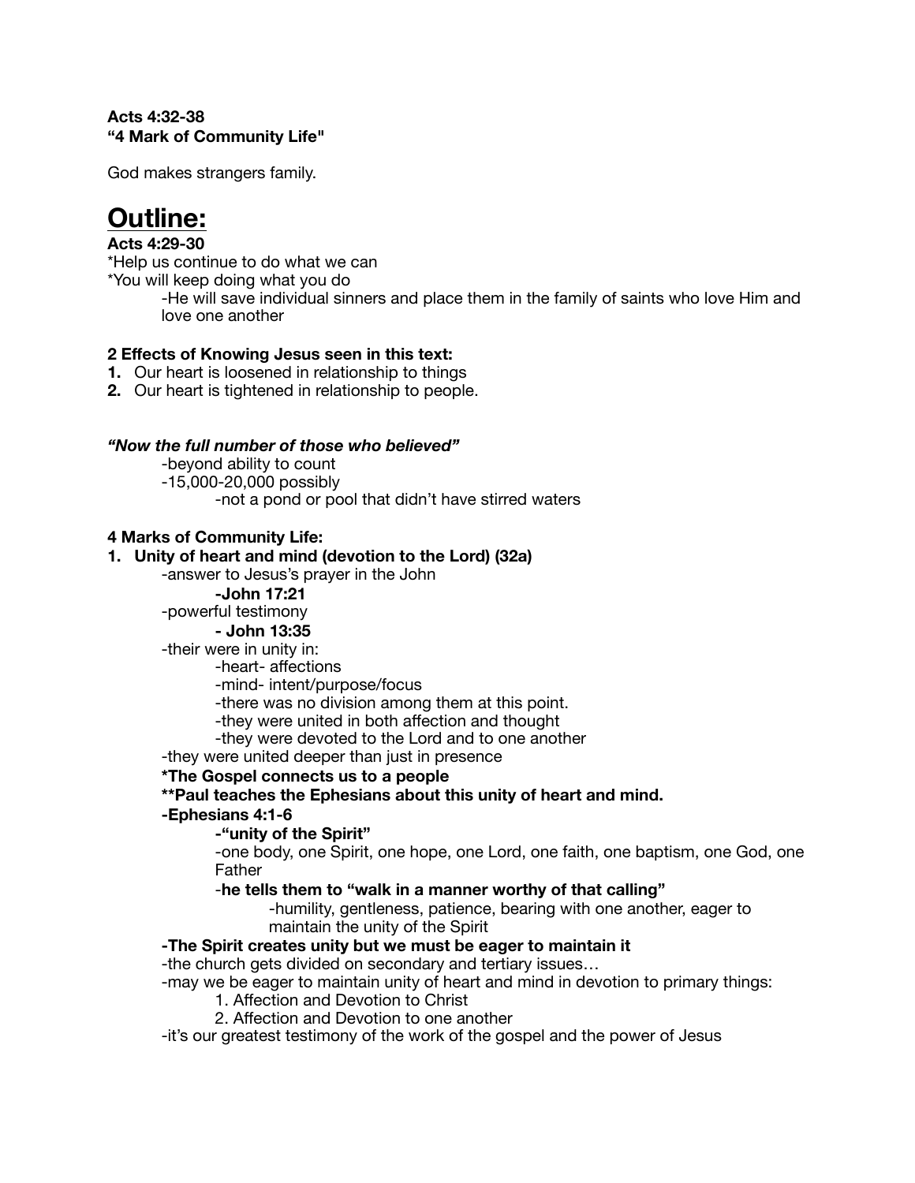**Acts 4:32-38**
**"4 Mark of Community Life"**

God makes strangers family.

# Outline:

**Acts 4:29-30**

*Help us continue to do what we can
*You will keep doing what you do

- -He will save individual sinners and place them in the family of saints who love Him and love one another

**2 Effects of Knowing Jesus seen in this text:**

1. Our heart is loosened in relationship to things
2. Our heart is tightened in relationship to people.

***"Now the full number of those who believed"***

- -beyond ability to count
- -15,000-20,000 possibly
    - -not a pond or pool that didn't have stirred waters

**4 Marks of Community Life:**

1. **Unity of heart and mind (devotion to the Lord) (32a)**
    - -answer to Jesus's prayer in the John
        - **-John 17:21**
    - -powerful testimony
        - **- John 13:35**
    - -their were in unity in:
        - -heart- affections
        - -mind- intent/purpose/focus
        - -there was no division among them at this point.
        - -they were united in both affection and thought
        - -they were devoted to the Lord and to one another
    - -they were united deeper than just in presence
    - **\*The Gospel connects us to a people**
    - **\*\*Paul teaches the Ephesians about this unity of heart and mind.**
    - **-Ephesians 4:1-6**
        - **-"unity of the Spirit"**
        - -one body, one Spirit, one hope, one Lord, one faith, one baptism, one God, one Father
        - -**he tells them to "walk in a manner worthy of that calling"**
            - -humility, gentleness, patience, bearing with one another, eager to maintain the unity of the Spirit
    - **-The Spirit creates unity but we must be eager to maintain it**
    - -the church gets divided on secondary and tertiary issues…
    - -may we be eager to maintain unity of heart and mind in devotion to primary things:
        1. Affection and Devotion to Christ
        2. Affection and Devotion to one another
    - -it's our greatest testimony of the work of the gospel and the power of Jesus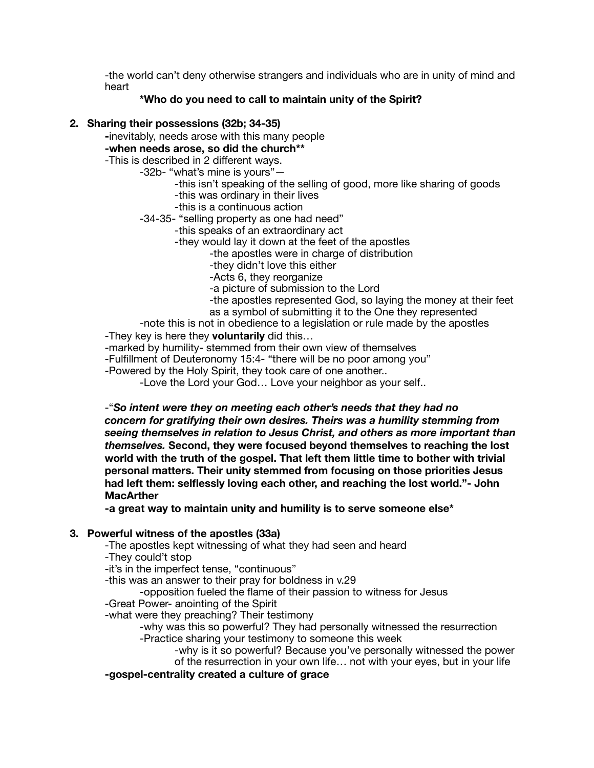-the world can't deny otherwise strangers and individuals who are in unity of mind and heart

**\*Who do you need to call to maintain unity of the Spirit?**

2. **Sharing their possessions (32b; 34-35)**
   - -inevitably, needs arose with this many people
   - **-when needs arose, so did the church\*\***
   - -This is described in 2 different ways.
     - -32b- "what's mine is yours"—
       - -this isn't speaking of the selling of good, more like sharing of goods
       - -this was ordinary in their lives
       - -this is a continuous action
     - -34-35- "selling property as one had need"
       - -this speaks of an extraordinary act
       - -they would lay it down at the feet of the apostles
         - -the apostles were in charge of distribution
         - -they didn't love this either
         - -Acts 6, they reorganize
         - -a picture of submission to the Lord
         - -the apostles represented God, so laying the money at their feet as a symbol of submitting it to the One they represented
     - -note this is not in obedience to a legislation or rule made by the apostles
   - -They key is here they **voluntarily** did this…
   - -marked by humility- stemmed from their own view of themselves
   - -Fulfillment of Deuteronomy 15:4- "there will be no poor among you"
   - -Powered by the Holy Spirit, they took care of one another..
     - -Love the Lord your God… Love your neighbor as your self..

   -"***So intent were they on meeting each other's needs that they had no concern for gratifying their own desires. Theirs was a humility stemming from seeing themselves in relation to Jesus Christ, and others as more important than themselves.*** **Second, they were focused beyond themselves to reaching the lost world with the truth of the gospel. That left them little time to bother with trivial personal matters. Their unity stemmed from focusing on those priorities Jesus had left them: selflessly loving each other, and reaching the lost world."- John MacArther**

   **-a great way to maintain unity and humility is to serve someone else\***

3. **Powerful witness of the apostles (33a)**
   - -The apostles kept witnessing of what they had seen and heard
   - -They could't stop
   - -it's in the imperfect tense, "continuous"
   - -this was an answer to their pray for boldness in v.29
     - -opposition fueled the flame of their passion to witness for Jesus
   - -Great Power- anointing of the Spirit
   - -what were they preaching? Their testimony
     - -why was this so powerful? They had personally witnessed the resurrection
     - -Practice sharing your testimony to someone this week
       - -why is it so powerful? Because you've personally witnessed the power of the resurrection in your own life… not with your eyes, but in your life

   **-gospel-centrality created a culture of grace**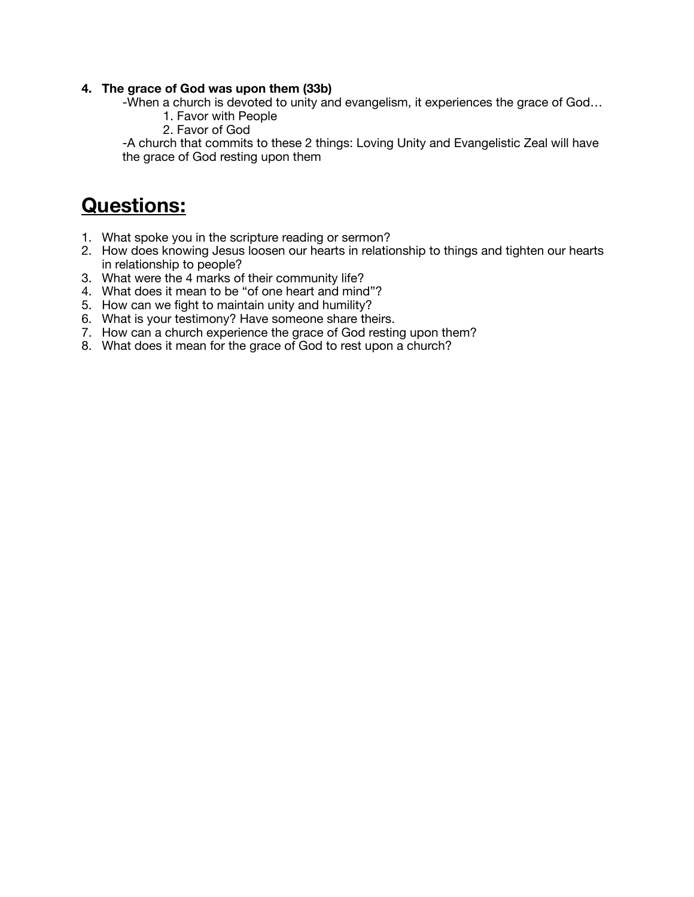4. **The grace of God was upon them (33b)**

    -When a church is devoted to unity and evangelism, it experiences the grace of God…

    1. Favor with People
    2. Favor of God

    -A church that commits to these 2 things: Loving Unity and Evangelistic Zeal will have the grace of God resting upon them

# **Questions:**

1. What spoke you in the scripture reading or sermon?
2. How does knowing Jesus loosen our hearts in relationship to things and tighten our hearts in relationship to people?
3. What were the 4 marks of their community life?
4. What does it mean to be "of one heart and mind"?
5. How can we fight to maintain unity and humility?
6. What is your testimony? Have someone share theirs.
7. How can a church experience the grace of God resting upon them?
8. What does it mean for the grace of God to rest upon a church?